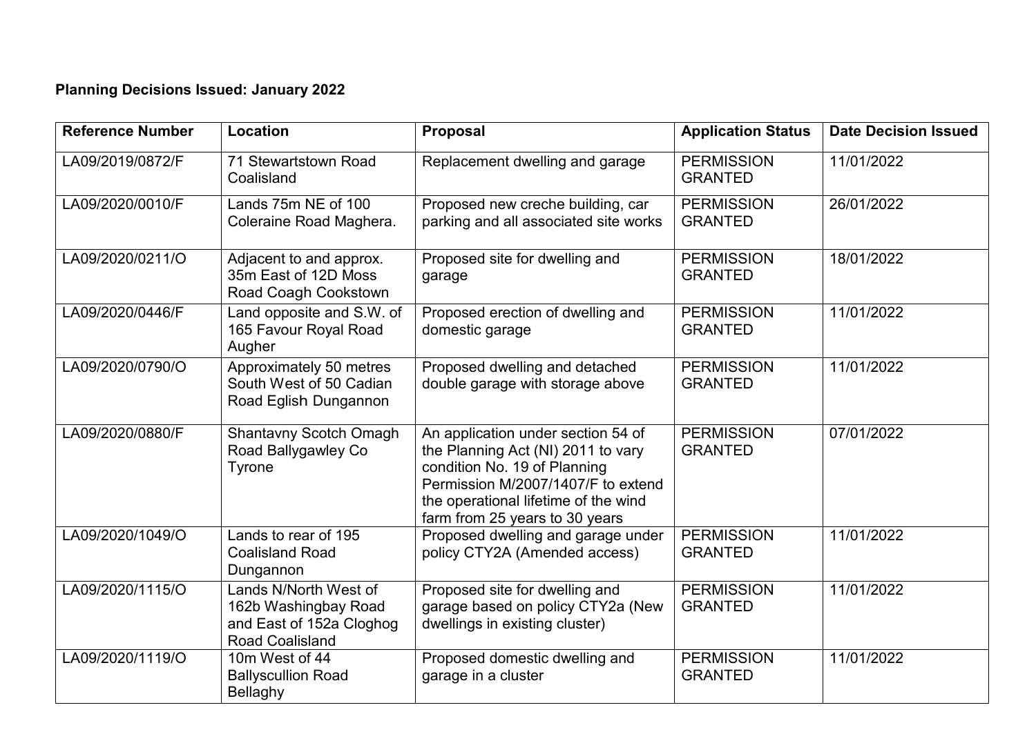**Planning Decisions Issued: January 2022**

| Reference Number | Location | Proposal | Application Status | Date Decision Issued |
|---|---|---|---|---|
| LA09/2019/0872/F | 71 Stewartstown Road Coalisland | Replacement dwelling and garage | PERMISSION GRANTED | 11/01/2022 |
| LA09/2020/0010/F | Lands 75m NE of 100 Coleraine Road Maghera. | Proposed new creche building, car parking and all associated site works | PERMISSION GRANTED | 26/01/2022 |
| LA09/2020/0211/O | Adjacent to and approx. 35m East of 12D Moss Road Coagh Cookstown | Proposed site for dwelling and garage | PERMISSION GRANTED | 18/01/2022 |
| LA09/2020/0446/F | Land opposite and S.W. of 165 Favour Royal Road Augher | Proposed erection of dwelling and domestic garage | PERMISSION GRANTED | 11/01/2022 |
| LA09/2020/0790/O | Approximately 50 metres South West of 50 Cadian Road Eglish Dungannon | Proposed dwelling and detached double garage with storage above | PERMISSION GRANTED | 11/01/2022 |
| LA09/2020/0880/F | Shantavny Scotch Omagh Road Ballygawley Co Tyrone | An application under section 54 of the Planning Act (NI) 2011 to vary condition No. 19 of Planning Permission M/2007/1407/F to extend the operational lifetime of the wind farm from 25 years to 30 years | PERMISSION GRANTED | 07/01/2022 |
| LA09/2020/1049/O | Lands to rear of 195 Coalisland Road Dungannon | Proposed dwelling and garage under policy CTY2A (Amended access) | PERMISSION GRANTED | 11/01/2022 |
| LA09/2020/1115/O | Lands N/North West of 162b Washingbay Road and East of 152a Cloghog Road Coalisland | Proposed site for dwelling and garage based on policy CTY2a (New dwellings in existing cluster) | PERMISSION GRANTED | 11/01/2022 |
| LA09/2020/1119/O | 10m West of 44 Ballyscullion Road Bellaghy | Proposed domestic dwelling and garage in a cluster | PERMISSION GRANTED | 11/01/2022 |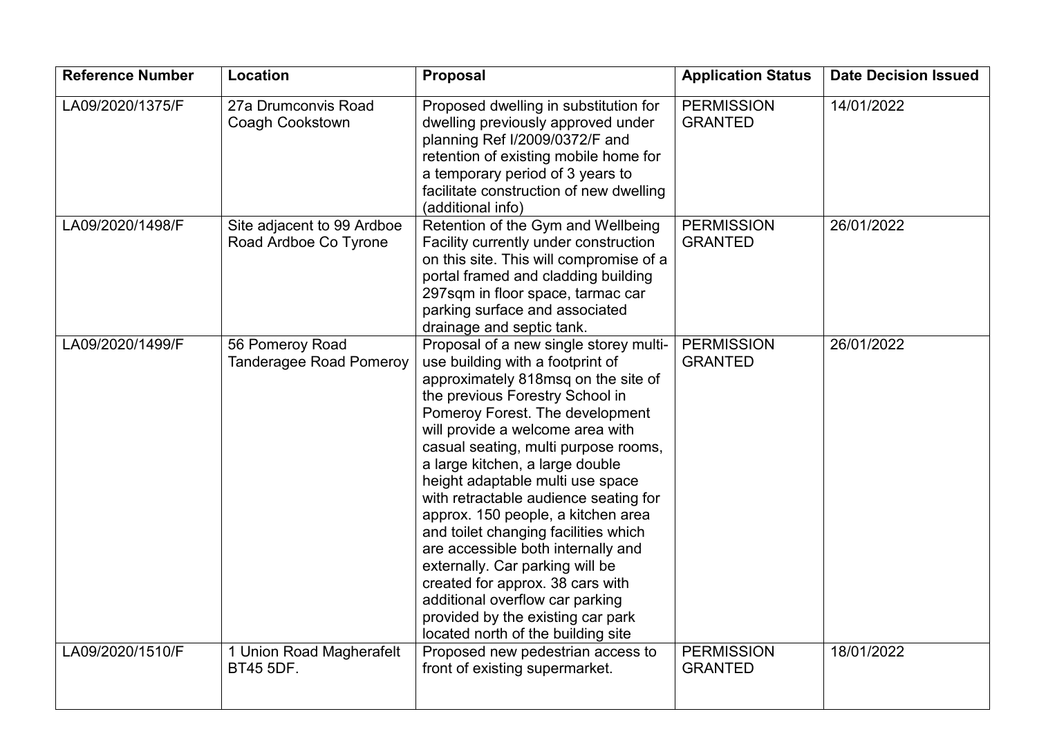| Reference Number | Location | Proposal | Application Status | Date Decision Issued |
|---|---|---|---|---|
| LA09/2020/1375/F | 27a Drumconvis Road Coagh Cookstown | Proposed dwelling in substitution for dwelling previously approved under planning Ref I/2009/0372/F and retention of existing mobile home for a temporary period of 3 years to facilitate construction of new dwelling (additional info) | PERMISSION GRANTED | 14/01/2022 |
| LA09/2020/1498/F | Site adjacent to 99 Ardboe Road Ardboe Co Tyrone | Retention of the Gym and Wellbeing Facility currently under construction on this site. This will compromise of a portal framed and cladding building 297sqm in floor space, tarmac car parking surface and associated drainage and septic tank. | PERMISSION GRANTED | 26/01/2022 |
| LA09/2020/1499/F | 56 Pomeroy Road Tanderagee Road Pomeroy | Proposal of a new single storey multi-use building with a footprint of approximately 818msq on the site of the previous Forestry School in Pomeroy Forest. The development will provide a welcome area with casual seating, multi purpose rooms, a large kitchen, a large double height adaptable multi use space with retractable audience seating for approx. 150 people, a kitchen area and toilet changing facilities which are accessible both internally and externally. Car parking will be created for approx. 38 cars with additional overflow car parking provided by the existing car park located north of the building site | PERMISSION GRANTED | 26/01/2022 |
| LA09/2020/1510/F | 1 Union Road Magherafelt BT45 5DF. | Proposed new pedestrian access to front of existing supermarket. | PERMISSION GRANTED | 18/01/2022 |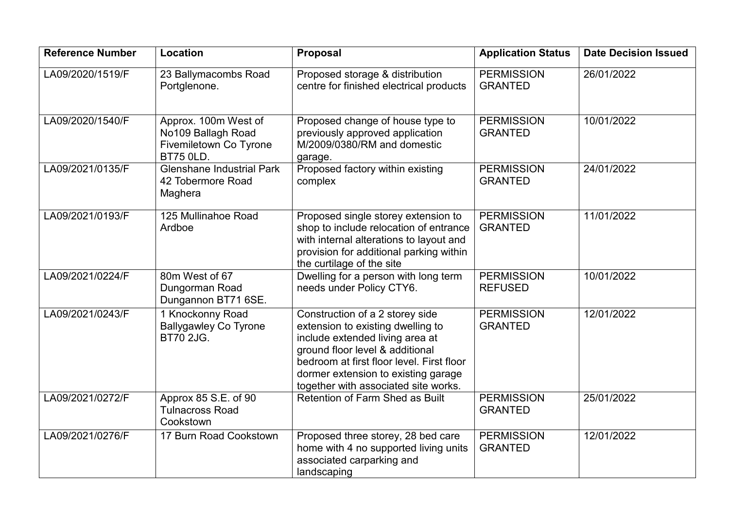| Reference Number | Location | Proposal | Application Status | Date Decision Issued |
|---|---|---|---|---|
| LA09/2020/1519/F | 23 Ballymacombs Road Portglenone. | Proposed storage & distribution centre for finished electrical products | PERMISSION GRANTED | 26/01/2022 |
| LA09/2020/1540/F | Approx. 100m West of No109 Ballagh Road Fivemiletown Co Tyrone BT75 0LD. | Proposed change of house type to previously approved application M/2009/0380/RM and domestic garage. | PERMISSION GRANTED | 10/01/2022 |
| LA09/2021/0135/F | Glenshane Industrial Park 42 Tobermore Road Maghera | Proposed factory within existing complex | PERMISSION GRANTED | 24/01/2022 |
| LA09/2021/0193/F | 125 Mullinahoe Road Ardboe | Proposed single storey extension to shop to include relocation of entrance with internal alterations to layout and provision for additional parking within the curtilage of the site | PERMISSION GRANTED | 11/01/2022 |
| LA09/2021/0224/F | 80m West of 67 Dungorman Road Dungannon BT71 6SE. | Dwelling for a person with long term needs under Policy CTY6. | PERMISSION REFUSED | 10/01/2022 |
| LA09/2021/0243/F | 1 Knockonny Road Ballygawley Co Tyrone BT70 2JG. | Construction of a 2 storey side extension to existing dwelling to include extended living area at ground floor level & additional bedroom at first floor level. First floor dormer extension to existing garage together with associated site works. | PERMISSION GRANTED | 12/01/2022 |
| LA09/2021/0272/F | Approx 85 S.E. of 90 Tulnacross Road Cookstown | Retention of Farm Shed as Built | PERMISSION GRANTED | 25/01/2022 |
| LA09/2021/0276/F | 17 Burn Road Cookstown | Proposed three storey, 28 bed care home with 4 no supported living units associated carparking and landscaping | PERMISSION GRANTED | 12/01/2022 |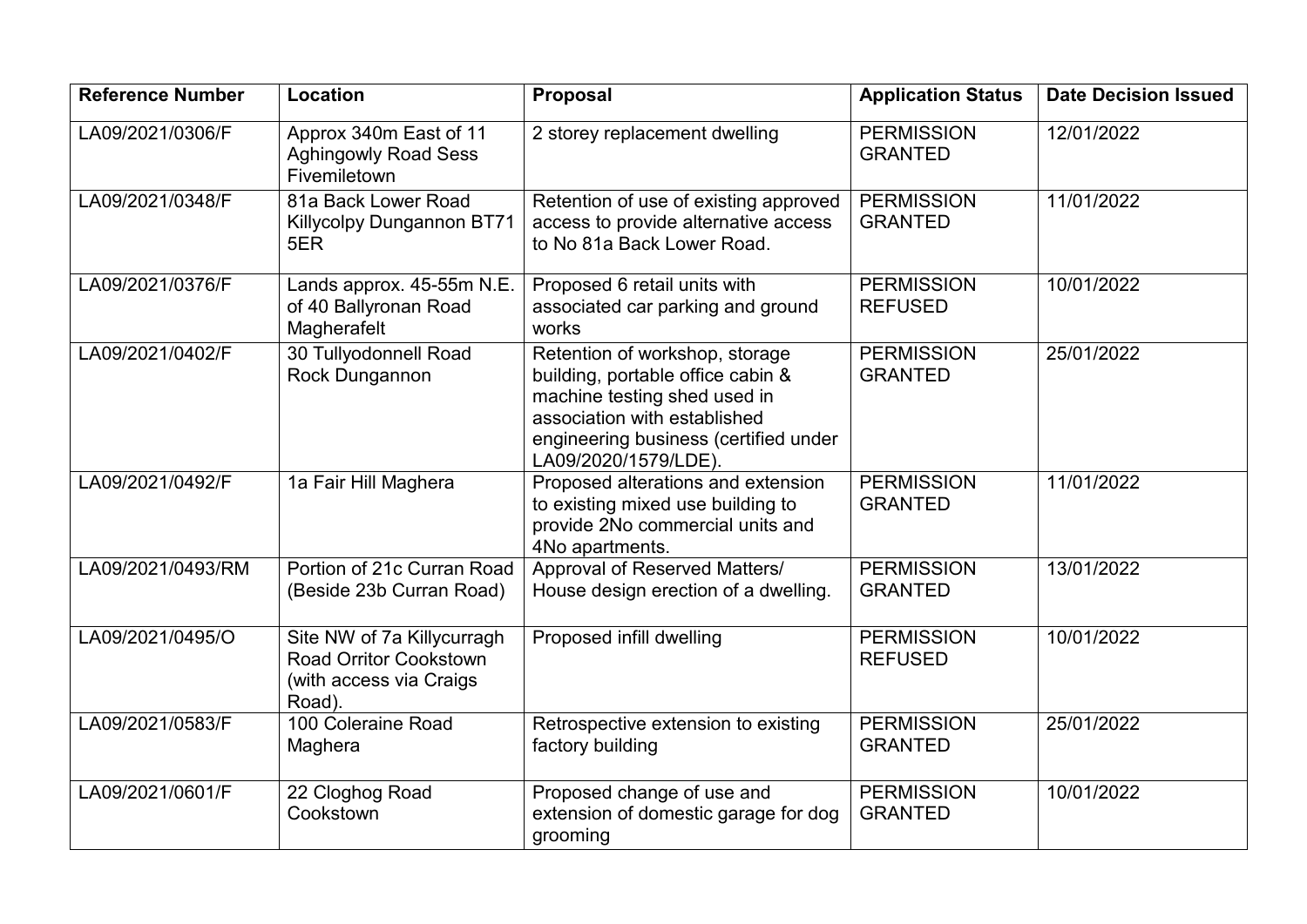| Reference Number | Location | Proposal | Application Status | Date Decision Issued |
|---|---|---|---|---|
| LA09/2021/0306/F | Approx 340m East of 11 Aghingowly Road Sess Fivemiletown | 2 storey replacement dwelling | PERMISSION GRANTED | 12/01/2022 |
| LA09/2021/0348/F | 81a Back Lower Road Killycolpy Dungannon BT71 5ER | Retention of use of existing approved access to provide alternative access to No 81a Back Lower Road. | PERMISSION GRANTED | 11/01/2022 |
| LA09/2021/0376/F | Lands approx. 45-55m N.E. of 40 Ballyronan Road Magherafelt | Proposed 6 retail units with associated car parking and ground works | PERMISSION REFUSED | 10/01/2022 |
| LA09/2021/0402/F | 30 Tullyodonnell Road Rock Dungannon | Retention of workshop, storage building, portable office cabin & machine testing shed used in association with established engineering business (certified under LA09/2020/1579/LDE). | PERMISSION GRANTED | 25/01/2022 |
| LA09/2021/0492/F | 1a Fair Hill Maghera | Proposed alterations and extension to existing mixed use building to provide 2No commercial units and 4No apartments. | PERMISSION GRANTED | 11/01/2022 |
| LA09/2021/0493/RM | Portion of 21c Curran Road (Beside 23b Curran Road) | Approval of Reserved Matters/ House design erection of a dwelling. | PERMISSION GRANTED | 13/01/2022 |
| LA09/2021/0495/O | Site NW of 7a Killycurragh Road Orritor Cookstown (with access via Craigs Road). | Proposed infill dwelling | PERMISSION REFUSED | 10/01/2022 |
| LA09/2021/0583/F | 100 Coleraine Road Maghera | Retrospective extension to existing factory building | PERMISSION GRANTED | 25/01/2022 |
| LA09/2021/0601/F | 22 Cloghog Road Cookstown | Proposed change of use and extension of domestic garage for dog grooming | PERMISSION GRANTED | 10/01/2022 |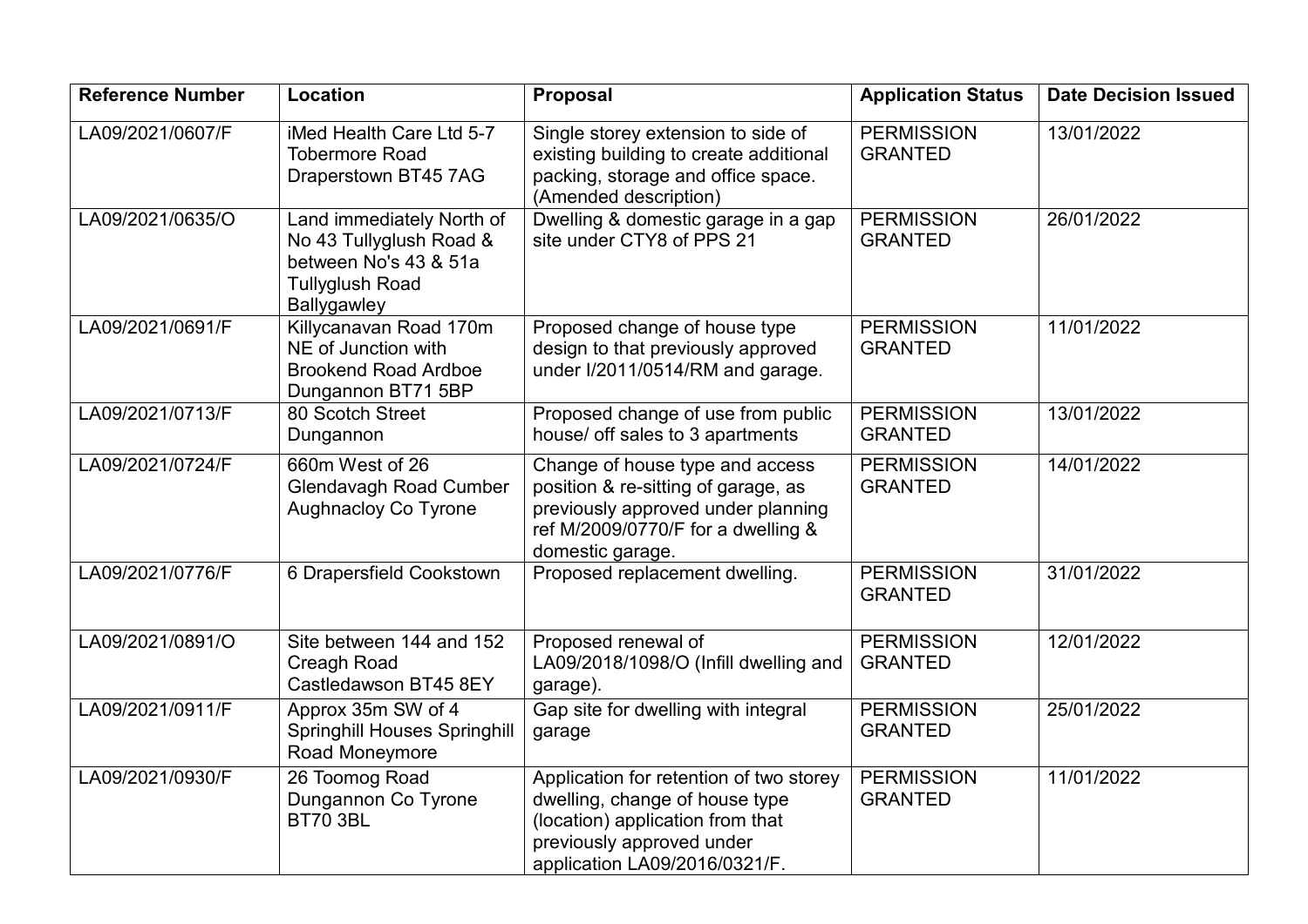| Reference Number | Location | Proposal | Application Status | Date Decision Issued |
|---|---|---|---|---|
| LA09/2021/0607/F | iMed Health Care Ltd 5-7 Tobermore Road Draperstown BT45 7AG | Single storey extension to side of existing building to create additional packing, storage and office space. (Amended description) | PERMISSION GRANTED | 13/01/2022 |
| LA09/2021/0635/O | Land immediately North of No 43 Tullyglush Road & between No's 43 & 51a Tullyglush Road Ballygawley | Dwelling & domestic garage in a gap site under CTY8 of PPS 21 | PERMISSION GRANTED | 26/01/2022 |
| LA09/2021/0691/F | Killycanavan Road 170m NE of Junction with Brookend Road Ardboe Dungannon BT71 5BP | Proposed change of house type design to that previously approved under I/2011/0514/RM and garage. | PERMISSION GRANTED | 11/01/2022 |
| LA09/2021/0713/F | 80 Scotch Street Dungannon | Proposed change of use from public house/ off sales to 3 apartments | PERMISSION GRANTED | 13/01/2022 |
| LA09/2021/0724/F | 660m West of 26 Glendavagh Road Cumber Aughnacloy Co Tyrone | Change of house type and access position & re-sitting of garage, as previously approved under planning ref M/2009/0770/F for a dwelling & domestic garage. | PERMISSION GRANTED | 14/01/2022 |
| LA09/2021/0776/F | 6 Drapersfield Cookstown | Proposed replacement dwelling. | PERMISSION GRANTED | 31/01/2022 |
| LA09/2021/0891/O | Site between 144 and 152 Creagh Road Castledawson BT45 8EY | Proposed renewal of LA09/2018/1098/O (Infill dwelling and garage). | PERMISSION GRANTED | 12/01/2022 |
| LA09/2021/0911/F | Approx 35m SW of 4 Springhill Houses Springhill Road Moneymore | Gap site for dwelling with integral garage | PERMISSION GRANTED | 25/01/2022 |
| LA09/2021/0930/F | 26 Toomog Road Dungannon Co Tyrone BT70 3BL | Application for retention of two storey dwelling, change of house type (location) application from that previously approved under application LA09/2016/0321/F. | PERMISSION GRANTED | 11/01/2022 |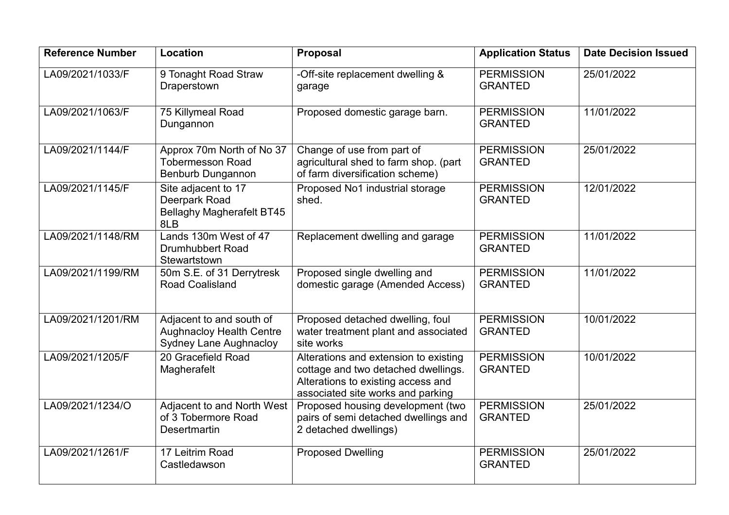| Reference Number | Location | Proposal | Application Status | Date Decision Issued |
| --- | --- | --- | --- | --- |
| LA09/2021/1033/F | 9 Tonaght Road Straw Draperstown | -Off-site replacement dwelling & garage | PERMISSION GRANTED | 25/01/2022 |
| LA09/2021/1063/F | 75 Killymeal Road Dungannon | Proposed domestic garage barn. | PERMISSION GRANTED | 11/01/2022 |
| LA09/2021/1144/F | Approx 70m North of No 37 Tobermesson Road Benburb Dungannon | Change of use from part of agricultural shed to farm shop. (part of farm diversification scheme) | PERMISSION GRANTED | 25/01/2022 |
| LA09/2021/1145/F | Site adjacent to 17 Deerpark Road Bellaghy Magherafelt BT45 8LB | Proposed No1 industrial storage shed. | PERMISSION GRANTED | 12/01/2022 |
| LA09/2021/1148/RM | Lands 130m West of 47 Drumhubbert Road Stewartstown | Replacement dwelling and garage | PERMISSION GRANTED | 11/01/2022 |
| LA09/2021/1199/RM | 50m S.E. of 31 Derrytresk Road Coalisland | Proposed single dwelling and domestic garage (Amended Access) | PERMISSION GRANTED | 11/01/2022 |
| LA09/2021/1201/RM | Adjacent to and south of Aughnacloy Health Centre Sydney Lane Aughnacloy | Proposed detached dwelling, foul water treatment plant and associated site works | PERMISSION GRANTED | 10/01/2022 |
| LA09/2021/1205/F | 20 Gracefield Road Magherafelt | Alterations and extension to existing cottage and two detached dwellings. Alterations to existing access and associated site works and parking | PERMISSION GRANTED | 10/01/2022 |
| LA09/2021/1234/O | Adjacent to and North West of 3 Tobermore Road Desertmartin | Proposed housing development (two pairs of semi detached dwellings and 2 detached dwellings) | PERMISSION GRANTED | 25/01/2022 |
| LA09/2021/1261/F | 17 Leitrim Road Castledawson | Proposed Dwelling | PERMISSION GRANTED | 25/01/2022 |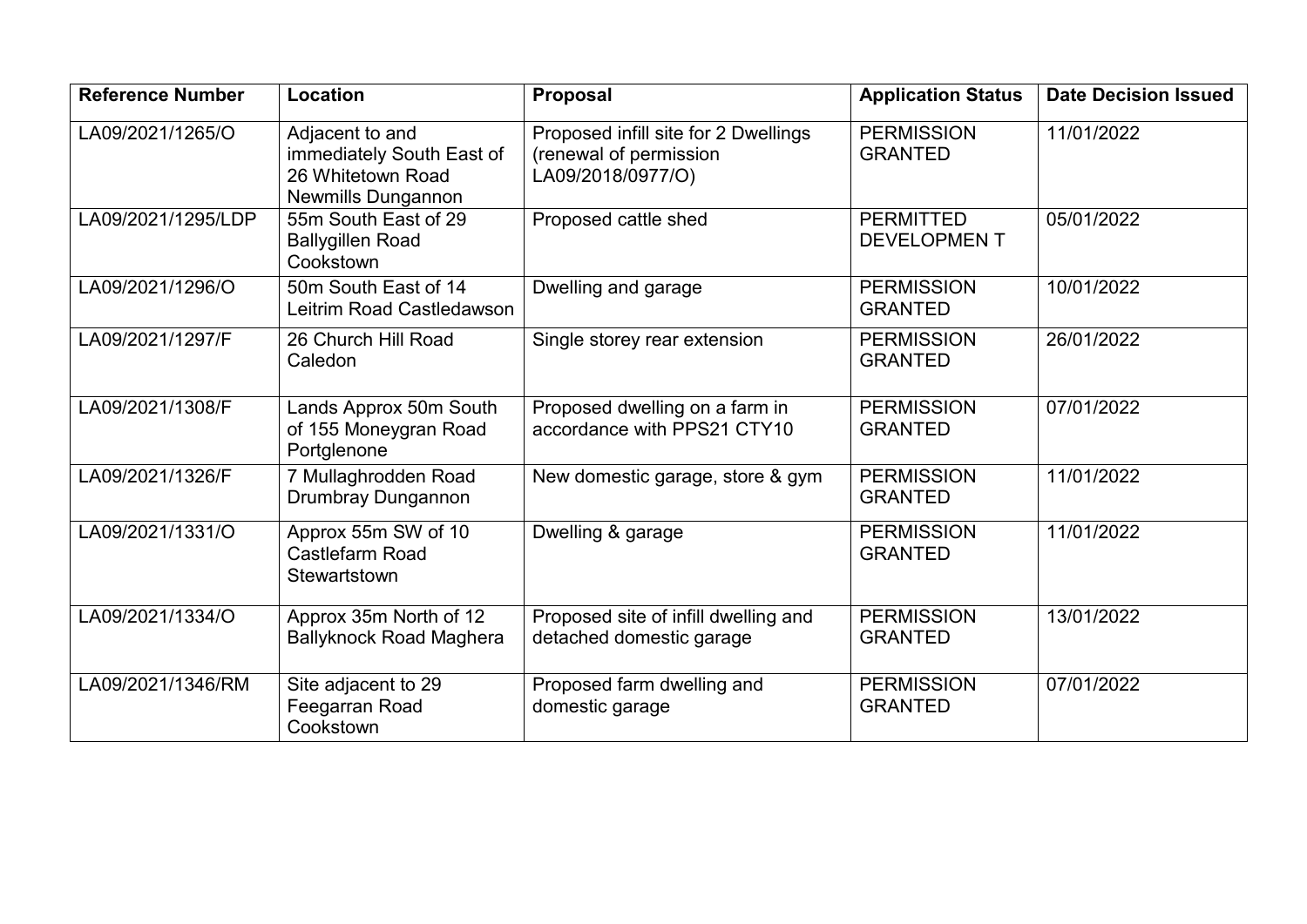| Reference Number | Location | Proposal | Application Status | Date Decision Issued |
|---|---|---|---|---|
| LA09/2021/1265/O | Adjacent to and immediately South East of 26 Whitetown Road Newmills Dungannon | Proposed infill site for 2 Dwellings (renewal of permission LA09/2018/0977/O) | PERMISSION GRANTED | 11/01/2022 |
| LA09/2021/1295/LDP | 55m South East of 29 Ballygillen Road Cookstown | Proposed cattle shed | PERMITTED DEVELOPMEN T | 05/01/2022 |
| LA09/2021/1296/O | 50m South East of 14 Leitrim Road Castledawson | Dwelling and garage | PERMISSION GRANTED | 10/01/2022 |
| LA09/2021/1297/F | 26 Church Hill Road Caledon | Single storey rear extension | PERMISSION GRANTED | 26/01/2022 |
| LA09/2021/1308/F | Lands Approx 50m South of 155 Moneygran Road Portglenone | Proposed dwelling on a farm in accordance with PPS21 CTY10 | PERMISSION GRANTED | 07/01/2022 |
| LA09/2021/1326/F | 7 Mullaghrodden Road Drumbray Dungannon | New domestic garage, store & gym | PERMISSION GRANTED | 11/01/2022 |
| LA09/2021/1331/O | Approx 55m SW of 10 Castlefarm Road Stewartstown | Dwelling & garage | PERMISSION GRANTED | 11/01/2022 |
| LA09/2021/1334/O | Approx 35m North of 12 Ballyknock Road Maghera | Proposed site of infill dwelling and detached domestic garage | PERMISSION GRANTED | 13/01/2022 |
| LA09/2021/1346/RM | Site adjacent to 29 Feegarran Road Cookstown | Proposed farm dwelling and domestic garage | PERMISSION GRANTED | 07/01/2022 |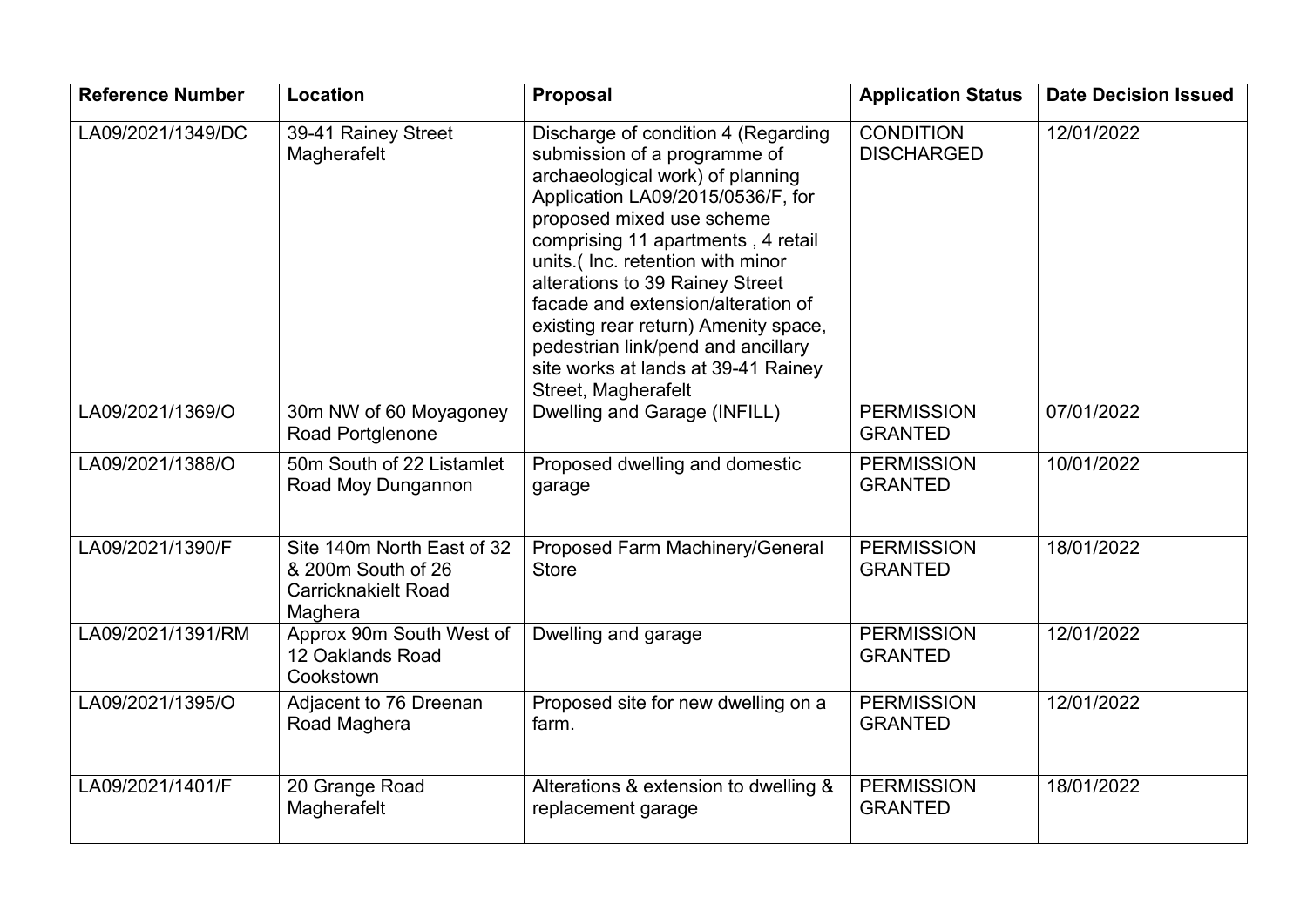| Reference Number | Location | Proposal | Application Status | Date Decision Issued |
|---|---|---|---|---|
| LA09/2021/1349/DC | 39-41 Rainey Street Magherafelt | Discharge of condition 4 (Regarding submission of a programme of archaeological work) of planning Application LA09/2015/0536/F, for proposed mixed use scheme comprising 11 apartments , 4 retail units.( Inc. retention with minor alterations to 39 Rainey Street facade and extension/alteration of existing rear return) Amenity space, pedestrian link/pend and ancillary site works at lands at 39-41 Rainey Street, Magherafelt | CONDITION DISCHARGED | 12/01/2022 |
| LA09/2021/1369/O | 30m NW of 60 Moyagoney Road Portglenone | Dwelling and Garage (INFILL) | PERMISSION GRANTED | 07/01/2022 |
| LA09/2021/1388/O | 50m South of 22 Listamlet Road Moy Dungannon | Proposed dwelling and domestic garage | PERMISSION GRANTED | 10/01/2022 |
| LA09/2021/1390/F | Site 140m North East of 32 & 200m South of 26 Carricknakielt Road Maghera | Proposed Farm Machinery/General Store | PERMISSION GRANTED | 18/01/2022 |
| LA09/2021/1391/RM | Approx 90m South West of 12 Oaklands Road Cookstown | Dwelling and garage | PERMISSION GRANTED | 12/01/2022 |
| LA09/2021/1395/O | Adjacent to 76 Dreenan Road Maghera | Proposed site for new dwelling on a farm. | PERMISSION GRANTED | 12/01/2022 |
| LA09/2021/1401/F | 20 Grange Road Magherafelt | Alterations & extension to dwelling & replacement garage | PERMISSION GRANTED | 18/01/2022 |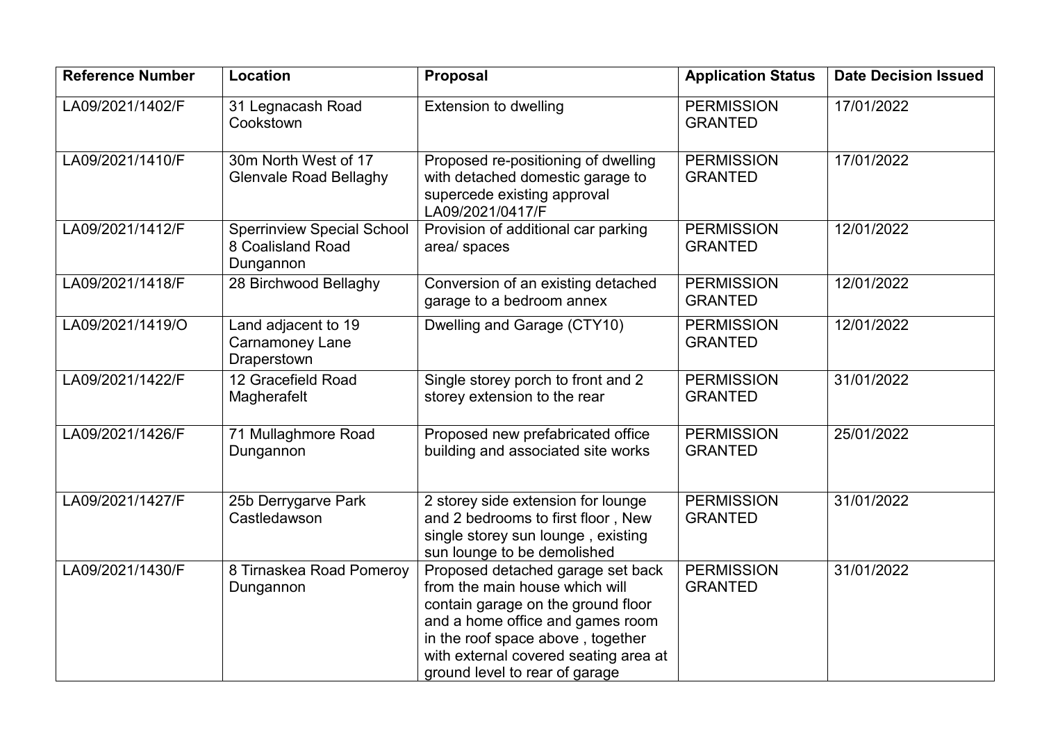| Reference Number | Location | Proposal | Application Status | Date Decision Issued |
| --- | --- | --- | --- | --- |
| LA09/2021/1402/F | 31 Legnacash Road Cookstown | Extension to dwelling | PERMISSION GRANTED | 17/01/2022 |
| LA09/2021/1410/F | 30m North West of 17 Glenvale Road Bellaghy | Proposed re-positioning of dwelling with detached domestic garage to supercede existing approval LA09/2021/0417/F | PERMISSION GRANTED | 17/01/2022 |
| LA09/2021/1412/F | Sperrinview Special School 8 Coalisland Road Dungannon | Provision of additional car parking area/ spaces | PERMISSION GRANTED | 12/01/2022 |
| LA09/2021/1418/F | 28 Birchwood Bellaghy | Conversion of an existing detached garage to a bedroom annex | PERMISSION GRANTED | 12/01/2022 |
| LA09/2021/1419/O | Land adjacent to 19 Carnamoney Lane Draperstown | Dwelling and Garage (CTY10) | PERMISSION GRANTED | 12/01/2022 |
| LA09/2021/1422/F | 12 Gracefield Road Magherafelt | Single storey porch to front and 2 storey extension to the rear | PERMISSION GRANTED | 31/01/2022 |
| LA09/2021/1426/F | 71 Mullaghmore Road Dungannon | Proposed new prefabricated office building and associated site works | PERMISSION GRANTED | 25/01/2022 |
| LA09/2021/1427/F | 25b Derrygarve Park Castledawson | 2 storey side extension for lounge and 2 bedrooms to first floor , New single storey sun lounge , existing sun lounge to be demolished | PERMISSION GRANTED | 31/01/2022 |
| LA09/2021/1430/F | 8 Tirnaskea Road Pomeroy Dungannon | Proposed detached garage set back from the main house which will contain garage on the ground floor and a home office and games room in the roof space above , together with external covered seating area at ground level to rear of garage | PERMISSION GRANTED | 31/01/2022 |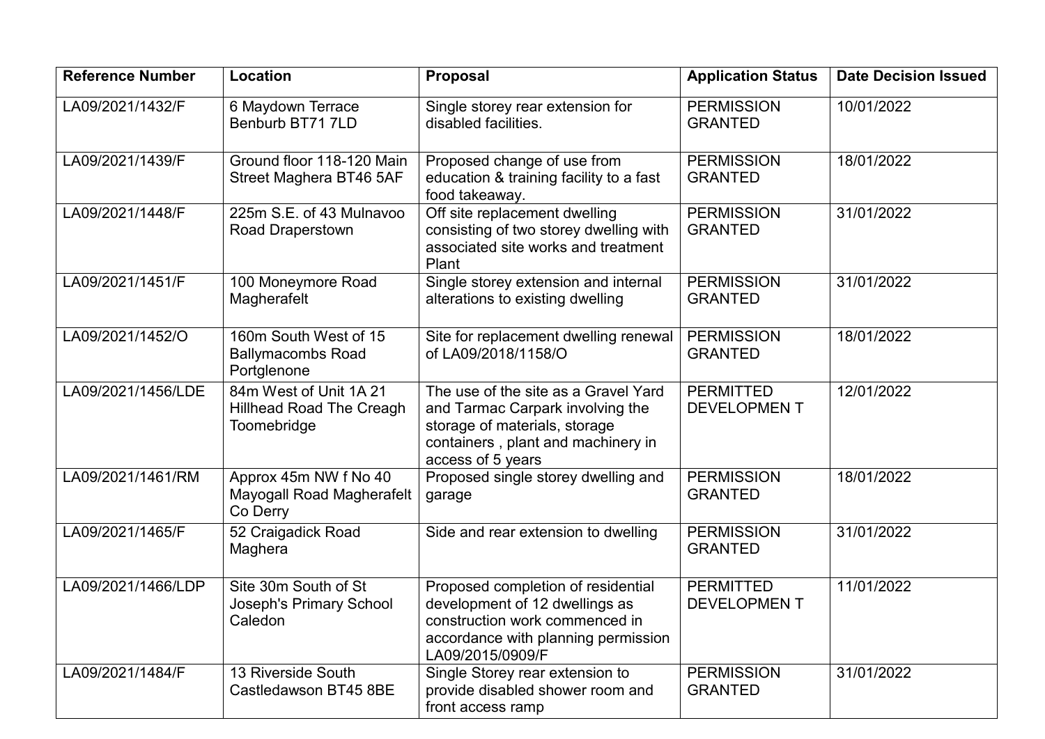| Reference Number | Location | Proposal | Application Status | Date Decision Issued |
|---|---|---|---|---|
| LA09/2021/1432/F | 6 Maydown Terrace Benburb BT71 7LD | Single storey rear extension for disabled facilities. | PERMISSION GRANTED | 10/01/2022 |
| LA09/2021/1439/F | Ground floor 118-120 Main Street Maghera BT46 5AF | Proposed change of use from education & training facility to a fast food takeaway. | PERMISSION GRANTED | 18/01/2022 |
| LA09/2021/1448/F | 225m S.E. of 43 Mulnavoo Road Draperstown | Off site replacement dwelling consisting of two storey dwelling with associated site works and treatment Plant | PERMISSION GRANTED | 31/01/2022 |
| LA09/2021/1451/F | 100 Moneymore Road Magherafelt | Single storey extension and internal alterations to existing dwelling | PERMISSION GRANTED | 31/01/2022 |
| LA09/2021/1452/O | 160m South West of 15 Ballymacombs Road Portglenone | Site for replacement dwelling renewal of LA09/2018/1158/O | PERMISSION GRANTED | 18/01/2022 |
| LA09/2021/1456/LDE | 84m West of Unit 1A 21 Hillhead Road The Creagh Toomebridge | The use of the site as a Gravel Yard and Tarmac Carpark involving the storage of materials, storage containers , plant and machinery in access of 5 years | PERMITTED DEVELOPMEN T | 12/01/2022 |
| LA09/2021/1461/RM | Approx 45m NW f No 40 Mayogall Road Magherafelt Co Derry | Proposed single storey dwelling and garage | PERMISSION GRANTED | 18/01/2022 |
| LA09/2021/1465/F | 52 Craigadick Road Maghera | Side and rear extension to dwelling | PERMISSION GRANTED | 31/01/2022 |
| LA09/2021/1466/LDP | Site 30m South of St Joseph's Primary School Caledon | Proposed completion of residential development of 12 dwellings as construction work commenced in accordance with planning permission LA09/2015/0909/F | PERMITTED DEVELOPMEN T | 11/01/2022 |
| LA09/2021/1484/F | 13 Riverside South Castledawson BT45 8BE | Single Storey rear extension to provide disabled shower room and front access ramp | PERMISSION GRANTED | 31/01/2022 |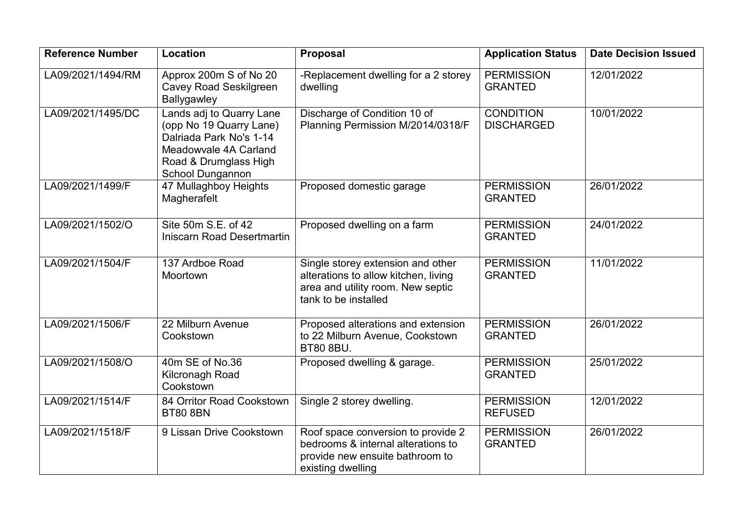| Reference Number | Location | Proposal | Application Status | Date Decision Issued |
|---|---|---|---|---|
| LA09/2021/1494/RM | Approx 200m S of No 20 Cavey Road Seskilgreen Ballygawley | -Replacement dwelling for a 2 storey dwelling | PERMISSION GRANTED | 12/01/2022 |
| LA09/2021/1495/DC | Lands adj to Quarry Lane (opp No 19 Quarry Lane) Dalriada Park No's 1-14 Meadowvale 4A Carland Road & Drumglass High School Dungannon | Discharge of Condition 10 of Planning Permission M/2014/0318/F | CONDITION DISCHARGED | 10/01/2022 |
| LA09/2021/1499/F | 47 Mullaghboy Heights Magherafelt | Proposed domestic garage | PERMISSION GRANTED | 26/01/2022 |
| LA09/2021/1502/O | Site 50m S.E. of 42 Iniscarn Road Desertmartin | Proposed dwelling on a farm | PERMISSION GRANTED | 24/01/2022 |
| LA09/2021/1504/F | 137 Ardboe Road Moortown | Single storey extension and other alterations to allow kitchen, living area and utility room. New septic tank to be installed | PERMISSION GRANTED | 11/01/2022 |
| LA09/2021/1506/F | 22 Milburn Avenue Cookstown | Proposed alterations and extension to 22 Milburn Avenue, Cookstown BT80 8BU. | PERMISSION GRANTED | 26/01/2022 |
| LA09/2021/1508/O | 40m SE of No.36 Kilcronagh Road Cookstown | Proposed dwelling & garage. | PERMISSION GRANTED | 25/01/2022 |
| LA09/2021/1514/F | 84 Orritor Road Cookstown BT80 8BN | Single 2 storey dwelling. | PERMISSION REFUSED | 12/01/2022 |
| LA09/2021/1518/F | 9 Lissan Drive Cookstown | Roof space conversion to provide 2 bedrooms & internal alterations to provide new ensuite bathroom to existing dwelling | PERMISSION GRANTED | 26/01/2022 |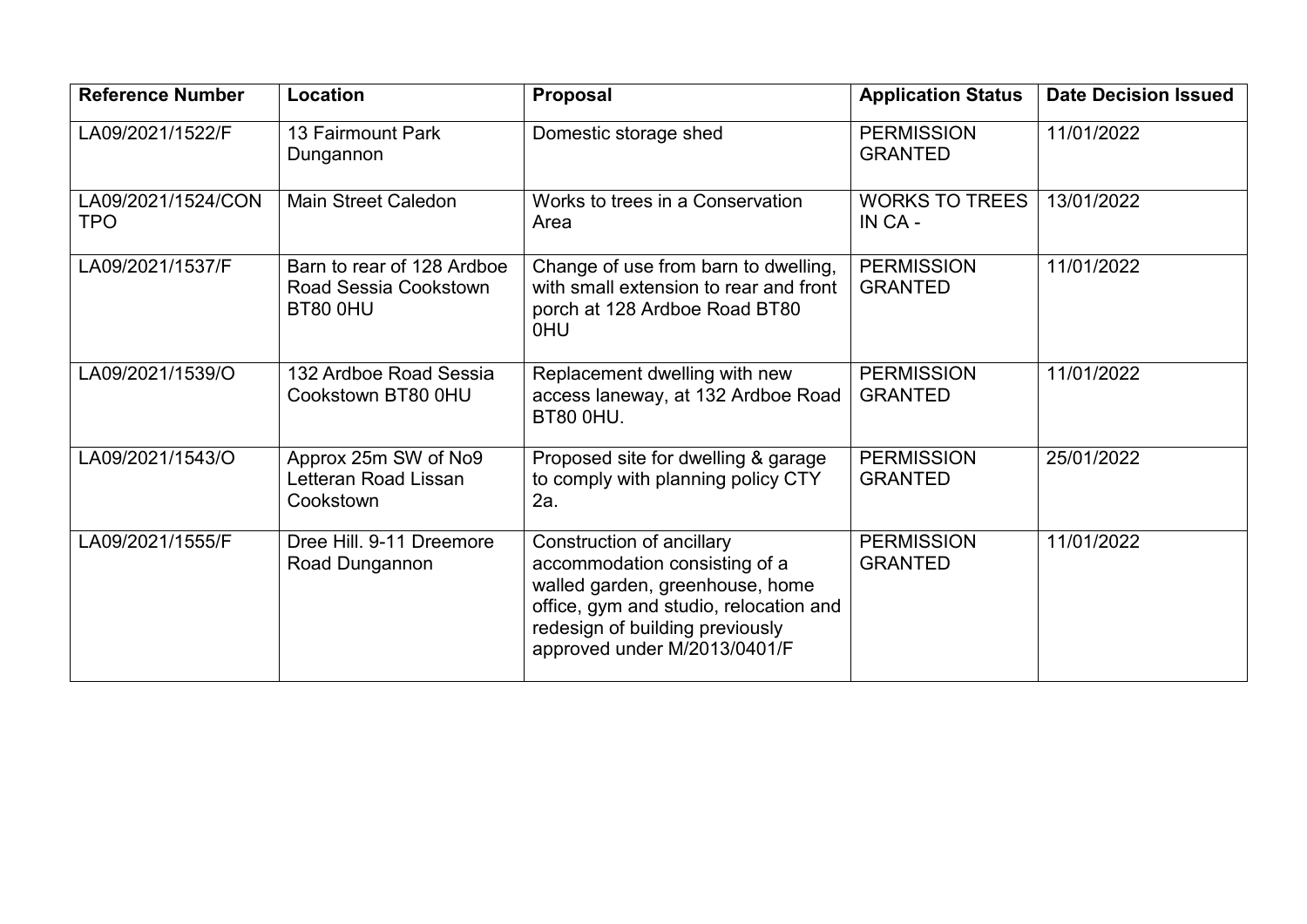| Reference Number | Location | Proposal | Application Status | Date Decision Issued |
|---|---|---|---|---|
| LA09/2021/1522/F | 13 Fairmount Park Dungannon | Domestic storage shed | PERMISSION GRANTED | 11/01/2022 |
| LA09/2021/1524/CON TPO | Main Street Caledon | Works to trees in a Conservation Area | WORKS TO TREES IN CA - | 13/01/2022 |
| LA09/2021/1537/F | Barn to rear of 128 Ardboe Road Sessia Cookstown BT80 0HU | Change of use from barn to dwelling, with small extension to rear and front porch at 128 Ardboe Road BT80 0HU | PERMISSION GRANTED | 11/01/2022 |
| LA09/2021/1539/O | 132 Ardboe Road Sessia Cookstown BT80 0HU | Replacement dwelling with new access laneway, at 132 Ardboe Road BT80 0HU. | PERMISSION GRANTED | 11/01/2022 |
| LA09/2021/1543/O | Approx 25m SW of No9 Letteran Road Lissan Cookstown | Proposed site for dwelling & garage to comply with planning policy CTY 2a. | PERMISSION GRANTED | 25/01/2022 |
| LA09/2021/1555/F | Dree Hill. 9-11 Dreemore Road Dungannon | Construction of ancillary accommodation consisting of a walled garden, greenhouse, home office, gym and studio, relocation and redesign of building previously approved under M/2013/0401/F | PERMISSION GRANTED | 11/01/2022 |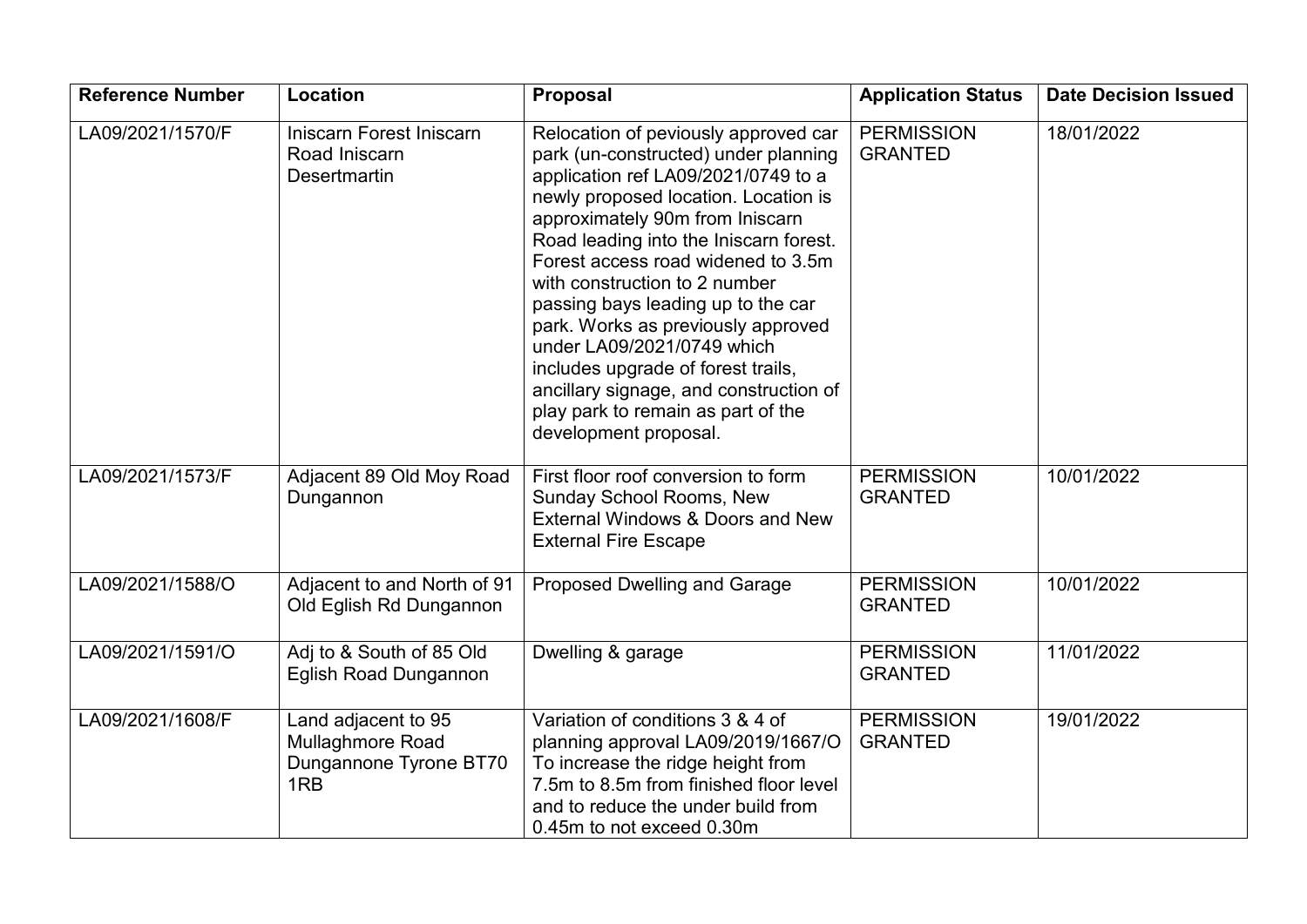| Reference Number | Location | Proposal | Application Status | Date Decision Issued |
|---|---|---|---|---|
| LA09/2021/1570/F | Iniscarn Forest Iniscarn Road Iniscarn Desertmartin | Relocation of peviously approved car park (un-constructed) under planning application ref LA09/2021/0749 to a newly proposed location. Location is approximately 90m from Iniscarn Road leading into the Iniscarn forest. Forest access road widened to 3.5m with construction to 2 number passing bays leading up to the car park. Works as previously approved under LA09/2021/0749 which includes upgrade of forest trails, ancillary signage, and construction of play park to remain as part of the development proposal. | PERMISSION GRANTED | 18/01/2022 |
| LA09/2021/1573/F | Adjacent 89 Old Moy Road Dungannon | First floor roof conversion to form Sunday School Rooms, New External Windows & Doors and New External Fire Escape | PERMISSION GRANTED | 10/01/2022 |
| LA09/2021/1588/O | Adjacent to and North of 91 Old Eglish Rd Dungannon | Proposed Dwelling and Garage | PERMISSION GRANTED | 10/01/2022 |
| LA09/2021/1591/O | Adj to & South of 85 Old Eglish Road Dungannon | Dwelling & garage | PERMISSION GRANTED | 11/01/2022 |
| LA09/2021/1608/F | Land adjacent to 95 Mullaghmore Road Dungannone Tyrone BT70 1RB | Variation of conditions 3 & 4 of planning approval LA09/2019/1667/O To increase the ridge height from 7.5m to 8.5m from finished floor level and to reduce the under build from 0.45m to not exceed 0.30m | PERMISSION GRANTED | 19/01/2022 |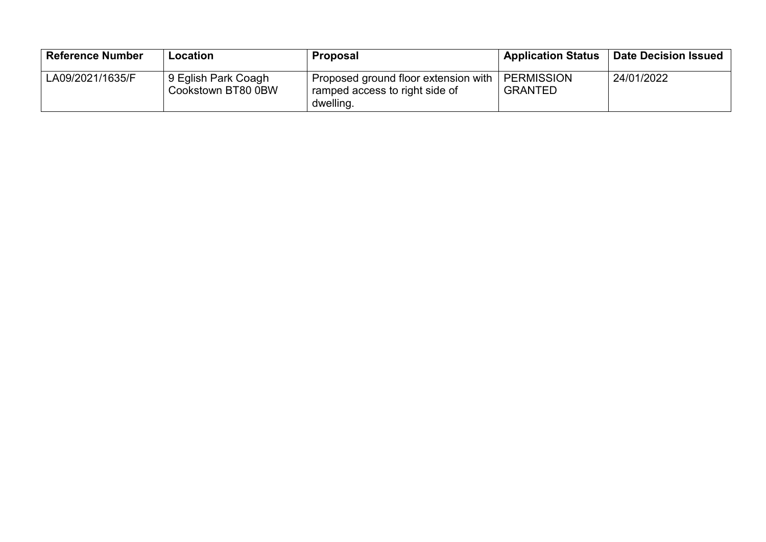| Reference Number | Location | Proposal | Application Status | Date Decision Issued |
|---|---|---|---|---|
| LA09/2021/1635/F | 9 Eglish Park Coagh Cookstown BT80 0BW | Proposed ground floor extension with ramped access to right side of dwelling. | PERMISSION GRANTED | 24/01/2022 |